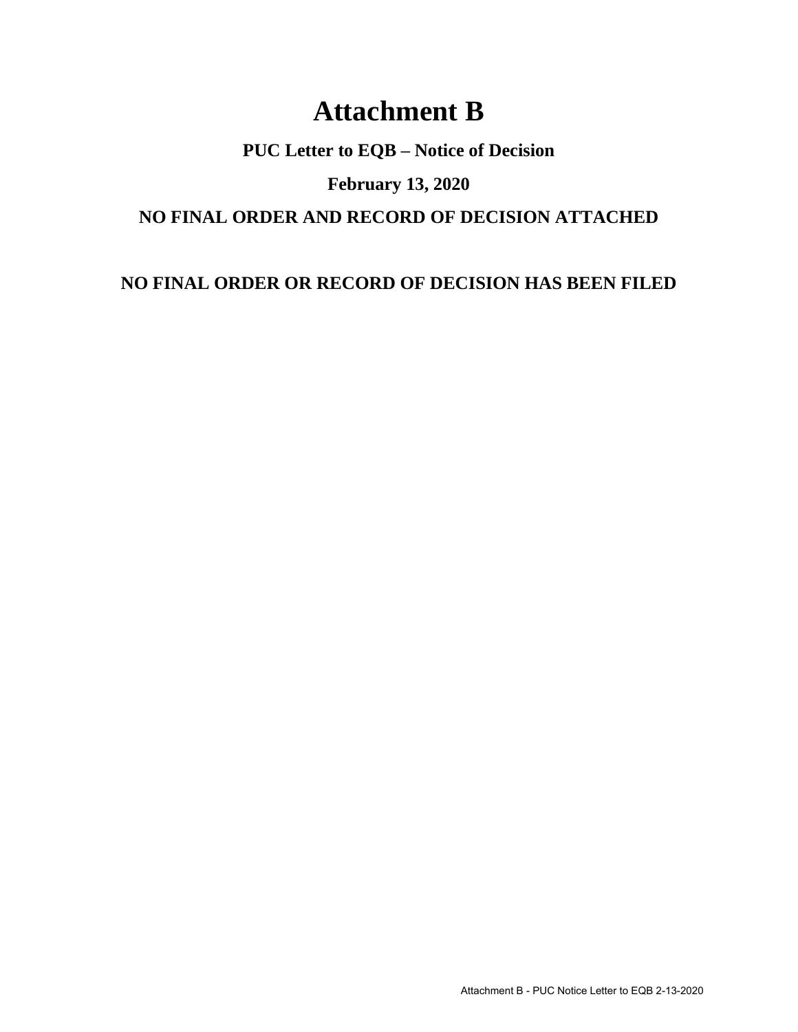# Attachment B

## PUC Letter to EQB – Notice of Decision

## February 13, 2020

## NO FINAL ORDER AND RECORD OF DECISION ATTACHED

## NO FINAL ORDER OR RECORD OF DECISION HAS BEEN FILED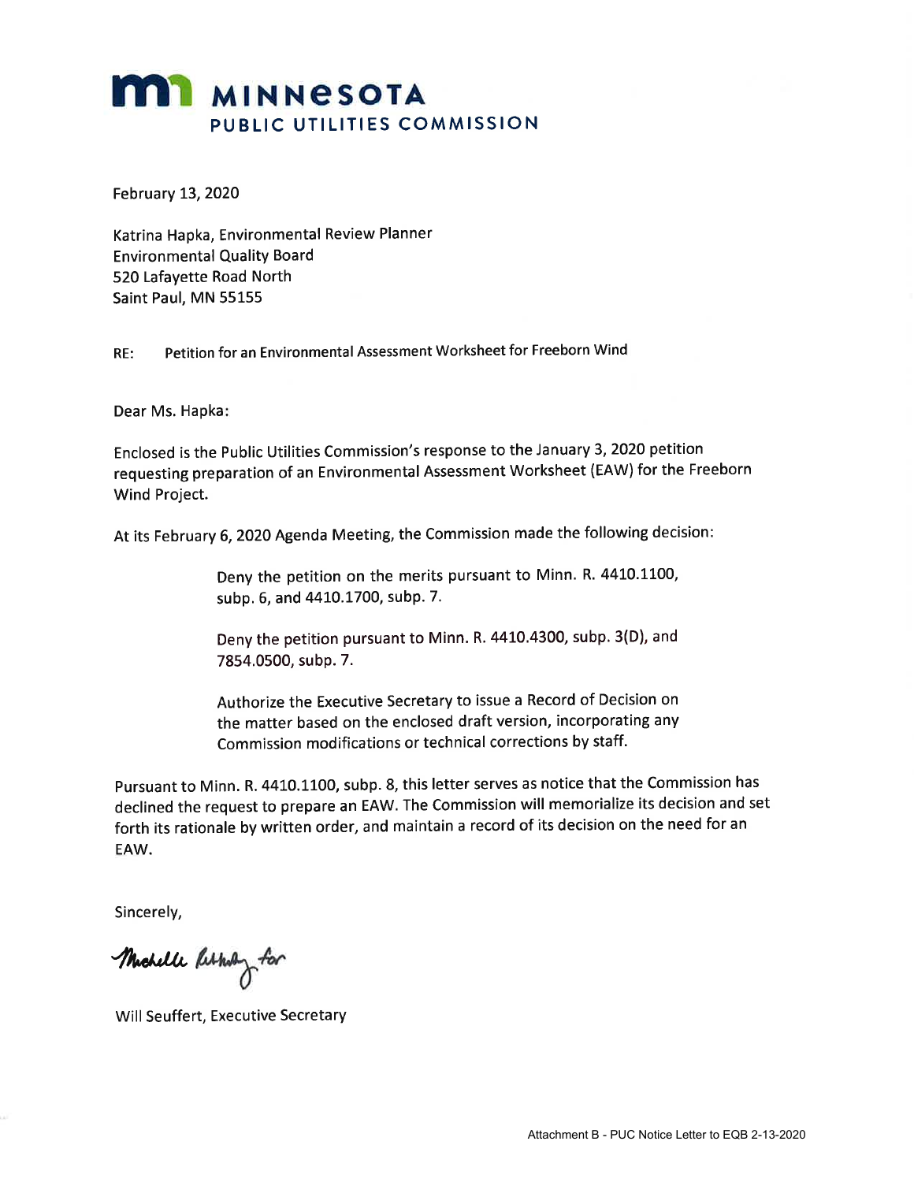# MINNESOTA PUBLIC UTILITIES COMMISSION

February 13, 2020

Katrina Hapka, Environmental Review Planner
Environmental Quality Board
520 Lafayette Road North
Saint Paul, MN 55155

RE: Petition for an Environmental Assessment Worksheet for Freeborn Wind

Dear Ms. Hapka:

Enclosed is the Public Utilities Commission's response to the January 3, 2020 petition requesting preparation of an Environmental Assessment Worksheet (EAW) for the Freeborn Wind Project.

At its February 6, 2020 Agenda Meeting, the Commission made the following decision:

> Deny the petition on the merits pursuant to Minn. R. 4410.1100, subp. 6, and 4410.1700, subp. 7.
>
> Deny the petition pursuant to Minn. R. 4410.4300, subp. 3(D), and 7854.0500, subp. 7.
>
> Authorize the Executive Secretary to issue a Record of Decision on the matter based on the enclosed draft version, incorporating any Commission modifications or technical corrections by staff.

Pursuant to Minn. R. 4410.1100, subp. 8, this letter serves as notice that the Commission has declined the request to prepare an EAW. The Commission will memorialize its decision and set forth its rationale by written order, and maintain a record of its decision on the need for an EAW.

Sincerely,

Michelle Rebholz for

Will Seuffert, Executive Secretary

Attachment B - PUC Notice Letter to EQB 2-13-2020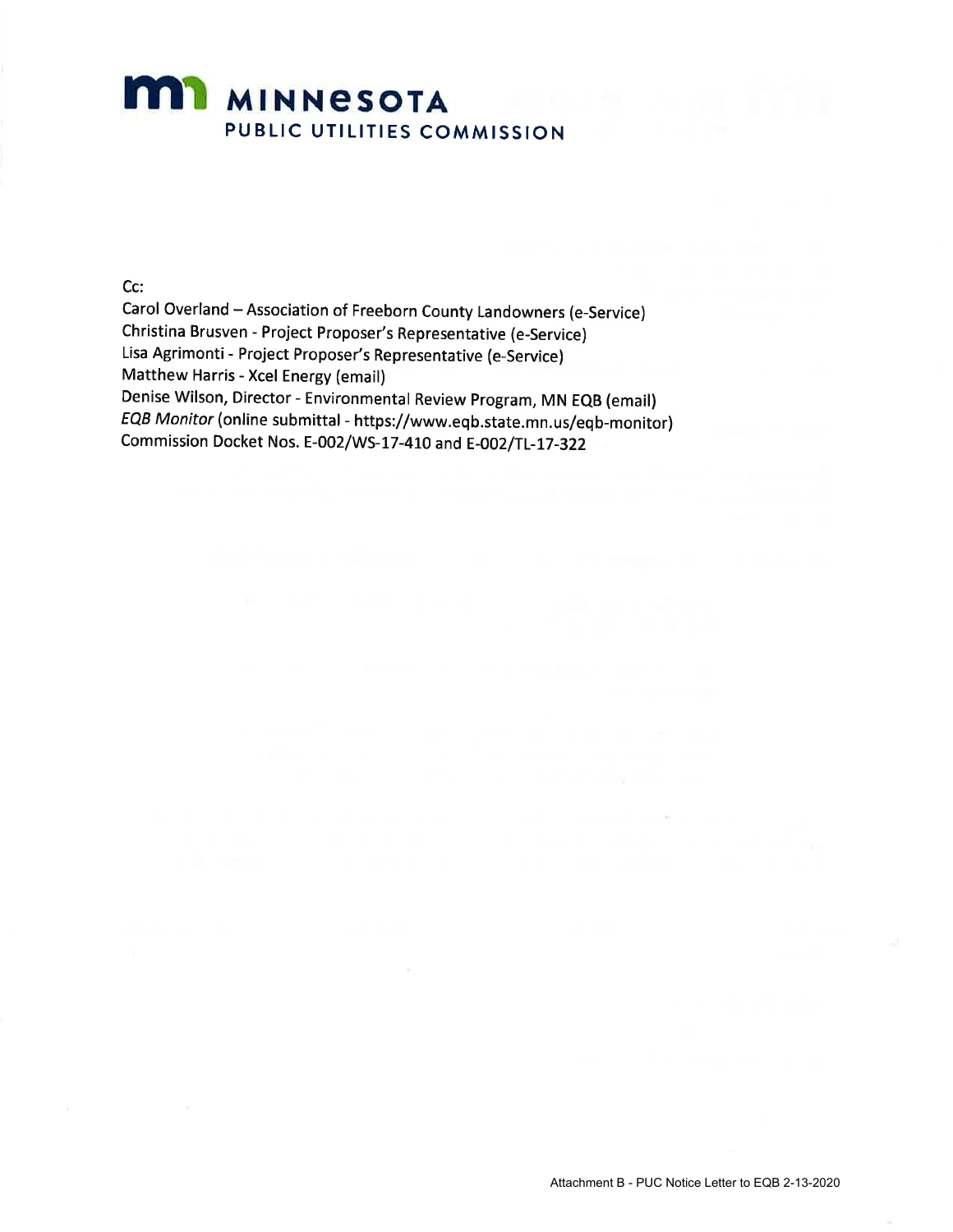# MINNESOTA
## PUBLIC UTILITIES COMMISSION

Cc:
Carol Overland – Association of Freeborn County Landowners (e-Service)
Christina Brusven - Project Proposer's Representative (e-Service)
Lisa Agrimonti - Project Proposer's Representative (e-Service)
Matthew Harris - Xcel Energy (email)
Denise Wilson, Director - Environmental Review Program, MN EQB (email)
*EQB Monitor* (online submittal - https://www.eqb.state.mn.us/eqb-monitor)
Commission Docket Nos. E-002/WS-17-410 and E-002/TL-17-322

Attachment B - PUC Notice Letter to EQB 2-13-2020